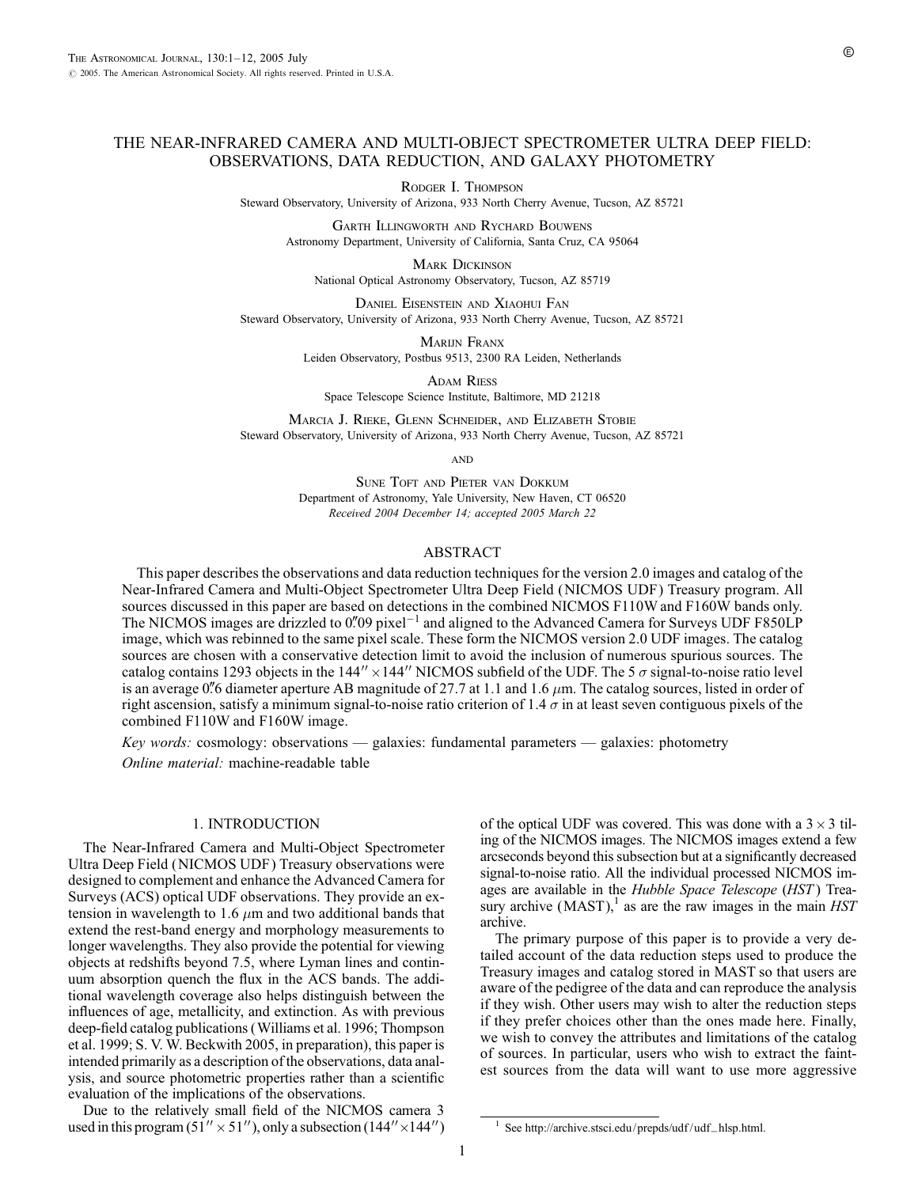# THE NEAR-INFRARED CAMERA AND MULTI-OBJECT SPECTROMETER ULTRA DEEP FIELD: OBSERVATIONS, DATA REDUCTION, AND GALAXY PHOTOMETRY

Rodger I. Thompson
Steward Observatory, University of Arizona, 933 North Cherry Avenue, Tucson, AZ 85721

Garth Illingworth and Rychard Bouwens
Astronomy Department, University of California, Santa Cruz, CA 95064

Mark Dickinson
National Optical Astronomy Observatory, Tucson, AZ 85719

Daniel Eisenstein and Xiaohui Fan
Steward Observatory, University of Arizona, 933 North Cherry Avenue, Tucson, AZ 85721

Marijn Franx
Leiden Observatory, Postbus 9513, 2300 RA Leiden, Netherlands

Adam Riess
Space Telescope Science Institute, Baltimore, MD 21218

Marcia J. Rieke, Glenn Schneider, and Elizabeth Stobie
Steward Observatory, University of Arizona, 933 North Cherry Avenue, Tucson, AZ 85721

and

Sune Toft and Pieter van Dokkum
Department of Astronomy, Yale University, New Haven, CT 06520

*Received 2004 December 14; accepted 2005 March 22*

## ABSTRACT

This paper describes the observations and data reduction techniques for the version 2.0 images and catalog of the Near-Infrared Camera and Multi-Object Spectrometer Ultra Deep Field (NICMOS UDF) Treasury program. All sources discussed in this paper are based on detections in the combined NICMOS F110W and F160W bands only. The NICMOS images are drizzled to 0.″09 pixel$^{-1}$ and aligned to the Advanced Camera for Surveys UDF F850LP image, which was rebinned to the same pixel scale. These form the NICMOS version 2.0 UDF images. The catalog sources are chosen with a conservative detection limit to avoid the inclusion of numerous spurious sources. The catalog contains 1293 objects in the $144'' \times 144''$ NICMOS subfield of the UDF. The 5 $\sigma$ signal-to-noise ratio level is an average 0.″6 diameter aperture AB magnitude of 27.7 at 1.1 and 1.6 $\mu$m. The catalog sources, listed in order of right ascension, satisfy a minimum signal-to-noise ratio criterion of 1.4 $\sigma$ in at least seven contiguous pixels of the combined F110W and F160W image.

*Key words:* cosmology: observations — galaxies: fundamental parameters — galaxies: photometry

*Online material:* machine-readable table

## 1. INTRODUCTION

The Near-Infrared Camera and Multi-Object Spectrometer Ultra Deep Field (NICMOS UDF) Treasury observations were designed to complement and enhance the Advanced Camera for Surveys (ACS) optical UDF observations. They provide an extension in wavelength to 1.6 $\mu$m and two additional bands that extend the rest-band energy and morphology measurements to longer wavelengths. They also provide the potential for viewing objects at redshifts beyond 7.5, where Lyman lines and continuum absorption quench the flux in the ACS bands. The additional wavelength coverage also helps distinguish between the influences of age, metallicity, and extinction. As with previous deep-field catalog publications (Williams et al. 1996; Thompson et al. 1999; S. V. W. Beckwith 2005, in preparation), this paper is intended primarily as a description of the observations, data analysis, and source photometric properties rather than a scientific evaluation of the implications of the observations.

Due to the relatively small field of the NICMOS camera 3 used in this program ($51'' \times 51''$), only a subsection ($144'' \times 144''$) of the optical UDF was covered. This was done with a $3 \times 3$ tiling of the NICMOS images. The NICMOS images extend a few arcseconds beyond this subsection but at a significantly decreased signal-to-noise ratio. All the individual processed NICMOS images are available in the *Hubble Space Telescope* (*HST*) Treasury archive (MAST),[1] as are the raw images in the main *HST* archive.

The primary purpose of this paper is to provide a very detailed account of the data reduction steps used to produce the Treasury images and catalog stored in MAST so that users are aware of the pedigree of the data and can reproduce the analysis if they wish. Other users may wish to alter the reduction steps if they prefer choices other than the ones made here. Finally, we wish to convey the attributes and limitations of the catalog of sources. In particular, users who wish to extract the faintest sources from the data will want to use more aggressive

[1] See http://archive.stsci.edu/prepds/udf/udf_hlsp.html.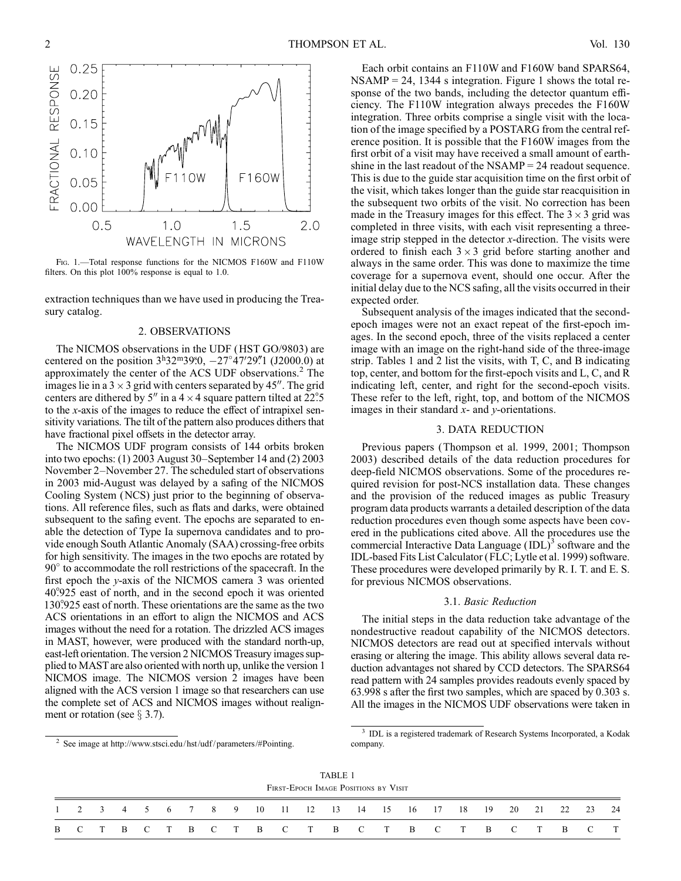FIG. 1.—Total response functions for the NICMOS F160W and F110W filters. On this plot 100% response is equal to 1.0.

extraction techniques than we have used in producing the Treasury catalog.

## 2. OBSERVATIONS

The NICMOS observations in the UDF (HST GO/9803) are centered on the position $3^h32^m39\overset{s}{.}0$, $-27°47'29\overset{''}{.}1$ (J2000.0) at approximately the center of the ACS UDF observations.[2] The images lie in a $3 \times 3$ grid with centers separated by 45″. The grid centers are dithered by 5″ in a $4 \times 4$ square pattern tilted at $22\overset{\circ}{.}5$ to the $x$-axis of the images to reduce the effect of intrapixel sensitivity variations. The tilt of the pattern also produces dithers that have fractional pixel offsets in the detector array.

The NICMOS UDF program consists of 144 orbits broken into two epochs: (1) 2003 August 30–September 14 and (2) 2003 November 2–November 27. The scheduled start of observations in 2003 mid-August was delayed by a safing of the NICMOS Cooling System (NCS) just prior to the beginning of observations. All reference files, such as flats and darks, were obtained subsequent to the safing event. The epochs are separated to enable the detection of Type Ia supernova candidates and to provide enough South Atlantic Anomaly (SAA) crossing-free orbits for high sensitivity. The images in the two epochs are rotated by 90° to accommodate the roll restrictions of the spacecraft. In the first epoch the $y$-axis of the NICMOS camera 3 was oriented $40\overset{\circ}{.}925$ east of north, and in the second epoch it was oriented $130\overset{\circ}{.}925$ east of north. These orientations are the same as the two ACS orientations in an effort to align the NICMOS and ACS images without the need for a rotation. The drizzled ACS images in MAST, however, were produced with the standard north-up, east-left orientation. The version 2 NICMOS Treasury images supplied to MAST are also oriented with north up, unlike the version 1 NICMOS image. The NICMOS version 2 images have been aligned with the ACS version 1 image so that researchers can use the complete set of ACS and NICMOS images without realignment or rotation (see § 3.7).

Each orbit contains an F110W and F160W band SPARS64, NSAMP = 24, 1344 s integration. Figure 1 shows the total response of the two bands, including the detector quantum efficiency. The F110W integration always precedes the F160W integration. Three orbits comprise a single visit with the location of the image specified by a POSTARG from the central reference position. It is possible that the F160W images from the first orbit of a visit may have received a small amount of earthshine in the last readout of the NSAMP = 24 readout sequence. This is due to the guide star acquisition time on the first orbit of the visit, which takes longer than the guide star reacquisition in the subsequent two orbits of the visit. No correction has been made in the Treasury images for this effect. The $3 \times 3$ grid was completed in three visits, with each visit representing a three-image strip stepped in the detector $x$-direction. The visits were ordered to finish each $3 \times 3$ grid before starting another and always in the same order. This was done to maximize the time coverage for a supernova event, should one occur. After the initial delay due to the NCS safing, all the visits occurred in their expected order.

Subsequent analysis of the images indicated that the second-epoch images were not an exact repeat of the first-epoch images. In the second epoch, three of the visits replaced a center image with an image on the right-hand side of the three-image strip. Tables 1 and 2 list the visits, with T, C, and B indicating top, center, and bottom for the first-epoch visits and L, C, and R indicating left, center, and right for the second-epoch visits. These refer to the left, right, top, and bottom of the NICMOS images in their standard $x$- and $y$-orientations.

## 3. DATA REDUCTION

Previous papers (Thompson et al. 1999, 2001; Thompson 2003) described details of the data reduction procedures for deep-field NICMOS observations. Some of the procedures required revision for post-NCS installation data. These changes and the provision of the reduced images as public Treasury program data products warrants a detailed description of the data reduction procedures even though some aspects have been covered in the publications cited above. All the procedures use the commercial Interactive Data Language (IDL)[3] software and the IDL-based Fits List Calculator (FLC; Lytle et al. 1999) software. These procedures were developed primarily by R. I. T. and E. S. for previous NICMOS observations.

### 3.1. *Basic Reduction*

The initial steps in the data reduction take advantage of the nondestructive readout capability of the NICMOS detectors. NICMOS detectors are read out at specified intervals without erasing or altering the image. This ability allows several data reduction advantages not shared by CCD detectors. The SPARS64 read pattern with 24 samples provides readouts evenly spaced by 63.998 s after the first two samples, which are spaced by 0.303 s. All the images in the NICMOS UDF observations were taken in

[2] See image at http://www.stsci.edu/hst/udf/parameters/#Pointing.

[3] IDL is a registered trademark of Research Systems Incorporated, a Kodak company.

TABLE 1

First-Epoch Image Positions by Visit

| 1 | 2 | 3 | 4 | 5 | 6 | 7 | 8 | 9 | 10 | 11 | 12 | 13 | 14 | 15 | 16 | 17 | 18 | 19 | 20 | 21 | 22 | 23 | 24 |
|---|---|---|---|---|---|---|---|---|---|---|---|---|---|---|---|---|---|---|---|---|---|---|---|
| B | C | T | B | C | T | B | C | T | B | C | T | B | C | T | B | C | T | B | C | T | B | C | T |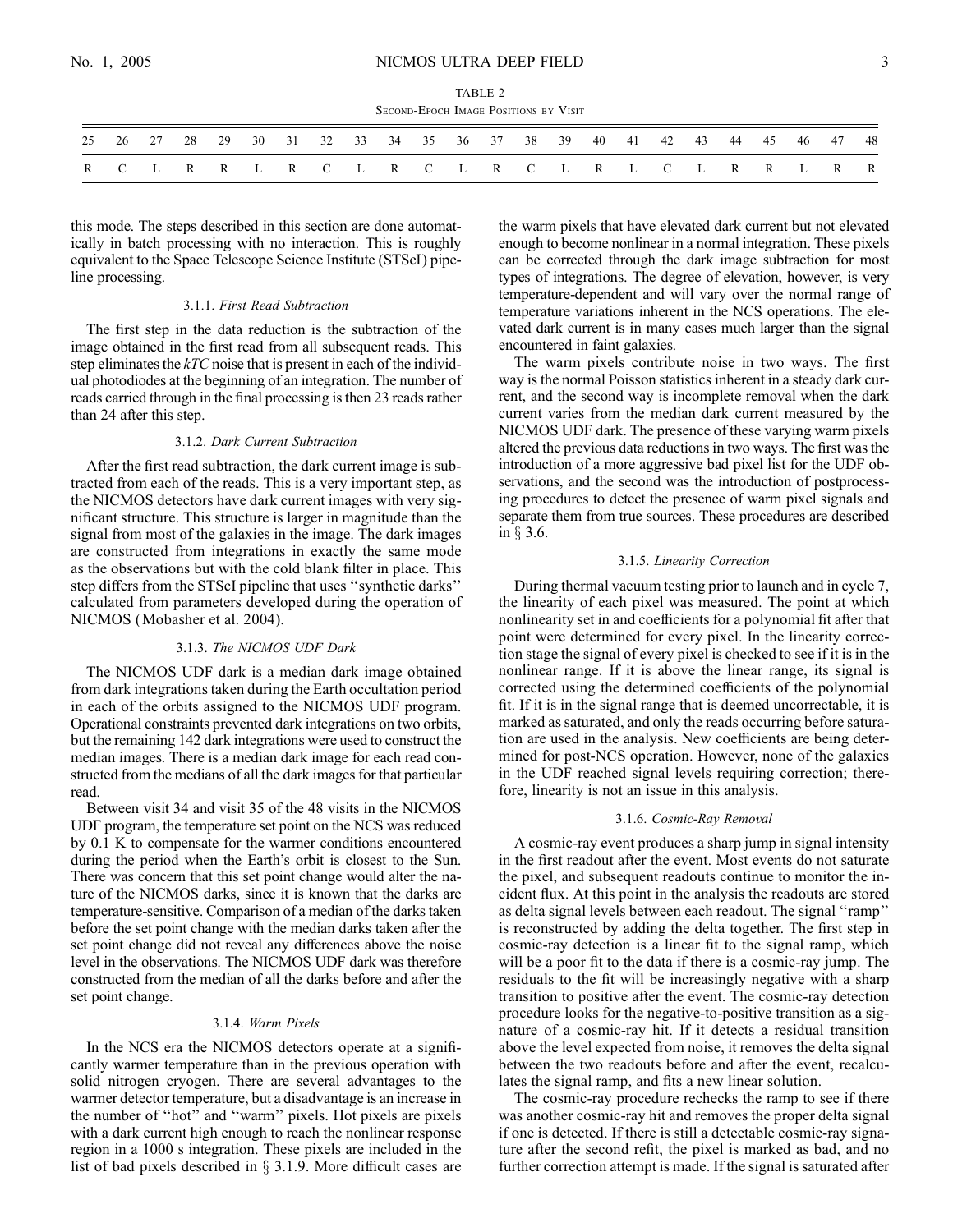TABLE 2

Second-Epoch Image Positions by Visit

| 25 | 26 | 27 | 28 | 29 | 30 | 31 | 32 | 33 | 34 | 35 | 36 | 37 | 38 | 39 | 40 | 41 | 42 | 43 | 44 | 45 | 46 | 47 | 48 |
|---|---|---|---|---|---|---|---|---|---|---|---|---|---|---|---|---|---|---|---|---|---|---|---|
| R | C | L | R | R | L | R | C | L | R | C | L | R | C | L | R | L | C | L | R | R | L | R | R |

this mode. The steps described in this section are done automatically in batch processing with no interaction. This is roughly equivalent to the Space Telescope Science Institute (STScI) pipeline processing.

#### 3.1.1. *First Read Subtraction*

The first step in the data reduction is the subtraction of the image obtained in the first read from all subsequent reads. This step eliminates the *kTC* noise that is present in each of the individual photodiodes at the beginning of an integration. The number of reads carried through in the final processing is then 23 reads rather than 24 after this step.

#### 3.1.2. *Dark Current Subtraction*

After the first read subtraction, the dark current image is subtracted from each of the reads. This is a very important step, as the NICMOS detectors have dark current images with very significant structure. This structure is larger in magnitude than the signal from most of the galaxies in the image. The dark images are constructed from integrations in exactly the same mode as the observations but with the cold blank filter in place. This step differs from the STScI pipeline that uses ''synthetic darks'' calculated from parameters developed during the operation of NICMOS (Mobasher et al. 2004).

#### 3.1.3. *The NICMOS UDF Dark*

The NICMOS UDF dark is a median dark image obtained from dark integrations taken during the Earth occultation period in each of the orbits assigned to the NICMOS UDF program. Operational constraints prevented dark integrations on two orbits, but the remaining 142 dark integrations were used to construct the median images. There is a median dark image for each read constructed from the medians of all the dark images for that particular read.

Between visit 34 and visit 35 of the 48 visits in the NICMOS UDF program, the temperature set point on the NCS was reduced by 0.1 K to compensate for the warmer conditions encountered during the period when the Earth's orbit is closest to the Sun. There was concern that this set point change would alter the nature of the NICMOS darks, since it is known that the darks are temperature-sensitive. Comparison of a median of the darks taken before the set point change with the median darks taken after the set point change did not reveal any differences above the noise level in the observations. The NICMOS UDF dark was therefore constructed from the median of all the darks before and after the set point change.

#### 3.1.4. *Warm Pixels*

In the NCS era the NICMOS detectors operate at a significantly warmer temperature than in the previous operation with solid nitrogen cryogen. There are several advantages to the warmer detector temperature, but a disadvantage is an increase in the number of ''hot'' and ''warm'' pixels. Hot pixels are pixels with a dark current high enough to reach the nonlinear response region in a 1000 s integration. These pixels are included in the list of bad pixels described in § 3.1.9. More difficult cases are the warm pixels that have elevated dark current but not elevated enough to become nonlinear in a normal integration. These pixels can be corrected through the dark image subtraction for most types of integrations. The degree of elevation, however, is very temperature-dependent and will vary over the normal range of temperature variations inherent in the NCS operations. The elevated dark current is in many cases much larger than the signal encountered in faint galaxies.

The warm pixels contribute noise in two ways. The first way is the normal Poisson statistics inherent in a steady dark current, and the second way is incomplete removal when the dark current varies from the median dark current measured by the NICMOS UDF dark. The presence of these varying warm pixels altered the previous data reductions in two ways. The first was the introduction of a more aggressive bad pixel list for the UDF observations, and the second was the introduction of postprocessing procedures to detect the presence of warm pixel signals and separate them from true sources. These procedures are described in § 3.6.

#### 3.1.5. *Linearity Correction*

During thermal vacuum testing prior to launch and in cycle 7, the linearity of each pixel was measured. The point at which nonlinearity set in and coefficients for a polynomial fit after that point were determined for every pixel. In the linearity correction stage the signal of every pixel is checked to see if it is in the nonlinear range. If it is above the linear range, its signal is corrected using the determined coefficients of the polynomial fit. If it is in the signal range that is deemed uncorrectable, it is marked as saturated, and only the reads occurring before saturation are used in the analysis. New coefficients are being determined for post-NCS operation. However, none of the galaxies in the UDF reached signal levels requiring correction; therefore, linearity is not an issue in this analysis.

#### 3.1.6. *Cosmic-Ray Removal*

A cosmic-ray event produces a sharp jump in signal intensity in the first readout after the event. Most events do not saturate the pixel, and subsequent readouts continue to monitor the incident flux. At this point in the analysis the readouts are stored as delta signal levels between each readout. The signal ''ramp'' is reconstructed by adding the delta together. The first step in cosmic-ray detection is a linear fit to the signal ramp, which will be a poor fit to the data if there is a cosmic-ray jump. The residuals to the fit will be increasingly negative with a sharp transition to positive after the event. The cosmic-ray detection procedure looks for the negative-to-positive transition as a signature of a cosmic-ray hit. If it detects a residual transition above the level expected from noise, it removes the delta signal between the two readouts before and after the event, recalculates the signal ramp, and fits a new linear solution.

The cosmic-ray procedure rechecks the ramp to see if there was another cosmic-ray hit and removes the proper delta signal if one is detected. If there is still a detectable cosmic-ray signature after the second refit, the pixel is marked as bad, and no further correction attempt is made. If the signal is saturated after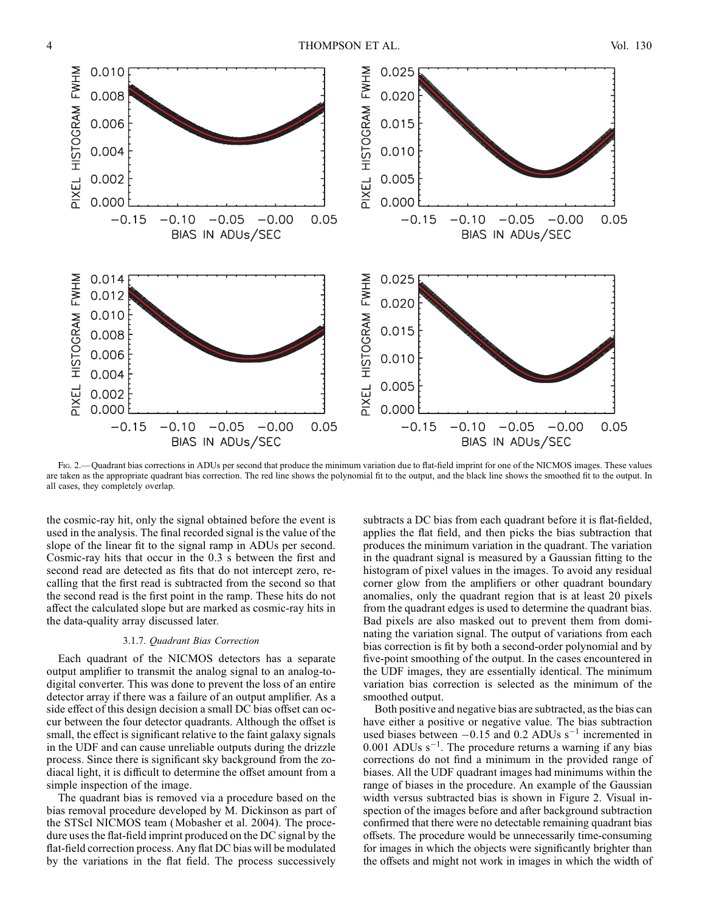PIXEL HISTOGRAM FWHM

0.010
0.008
0.006
0.004
0.002
0.000

−0.15 −0.10 −0.05 −0.00 0.05

BIAS IN ADUs/SEC

PIXEL HISTOGRAM FWHM

0.025
0.020
0.015
0.010
0.005
0.000

−0.15 −0.10 −0.05 −0.00 0.05

BIAS IN ADUs/SEC

PIXEL HISTOGRAM FWHM

0.014
0.012
0.010
0.008
0.006
0.004
0.002
0.000

−0.15 −0.10 −0.05 −0.00 0.05

BIAS IN ADUs/SEC

PIXEL HISTOGRAM FWHM

0.025
0.020
0.015
0.010
0.005
0.000

−0.15 −0.10 −0.05 −0.00 0.05

BIAS IN ADUs/SEC

Fig. 2.— Quadrant bias corrections in ADUs per second that produce the minimum variation due to flat-field imprint for one of the NICMOS images. These values are taken as the appropriate quadrant bias correction. The red line shows the polynomial fit to the output, and the black line shows the smoothed fit to the output. In all cases, they completely overlap.

the cosmic-ray hit, only the signal obtained before the event is used in the analysis. The final recorded signal is the value of the slope of the linear fit to the signal ramp in ADUs per second. Cosmic-ray hits that occur in the 0.3 s between the first and second read are detected as fits that do not intercept zero, recalling that the first read is subtracted from the second so that the second read is the first point in the ramp. These hits do not affect the calculated slope but are marked as cosmic-ray hits in the data-quality array discussed later.

#### 3.1.7. *Quadrant Bias Correction*

Each quadrant of the NICMOS detectors has a separate output amplifier to transmit the analog signal to an analog-to-digital converter. This was done to prevent the loss of an entire detector array if there was a failure of an output amplifier. As a side effect of this design decision a small DC bias offset can occur between the four detector quadrants. Although the offset is small, the effect is significant relative to the faint galaxy signals in the UDF and can cause unreliable outputs during the drizzle process. Since there is significant sky background from the zodiacal light, it is difficult to determine the offset amount from a simple inspection of the image.

The quadrant bias is removed via a procedure based on the bias removal procedure developed by M. Dickinson as part of the STScI NICMOS team (Mobasher et al. 2004). The procedure uses the flat-field imprint produced on the DC signal by the flat-field correction process. Any flat DC bias will be modulated by the variations in the flat field. The process successively subtracts a DC bias from each quadrant before it is flat-fielded, applies the flat field, and then picks the bias subtraction that produces the minimum variation in the quadrant. The variation in the quadrant signal is measured by a Gaussian fitting to the histogram of pixel values in the images. To avoid any residual corner glow from the amplifiers or other quadrant boundary anomalies, only the quadrant region that is at least 20 pixels from the quadrant edges is used to determine the quadrant bias. Bad pixels are also masked out to prevent them from dominating the variation signal. The output of variations from each bias correction is fit by both a second-order polynomial and by five-point smoothing of the output. In the cases encountered in the UDF images, they are essentially identical. The minimum variation bias correction is selected as the minimum of the smoothed output.

Both positive and negative bias are subtracted, as the bias can have either a positive or negative value. The bias subtraction used biases between −0.15 and 0.2 ADUs $s^{-1}$ incremented in 0.001 ADUs $s^{-1}$. The procedure returns a warning if any bias corrections do not find a minimum in the provided range of biases. All the UDF quadrant images had minimums within the range of biases in the procedure. An example of the Gaussian width versus subtracted bias is shown in Figure 2. Visual inspection of the images before and after background subtraction confirmed that there were no detectable remaining quadrant bias offsets. The procedure would be unnecessarily time-consuming for images in which the objects were significantly brighter than the offsets and might not work in images in which the width of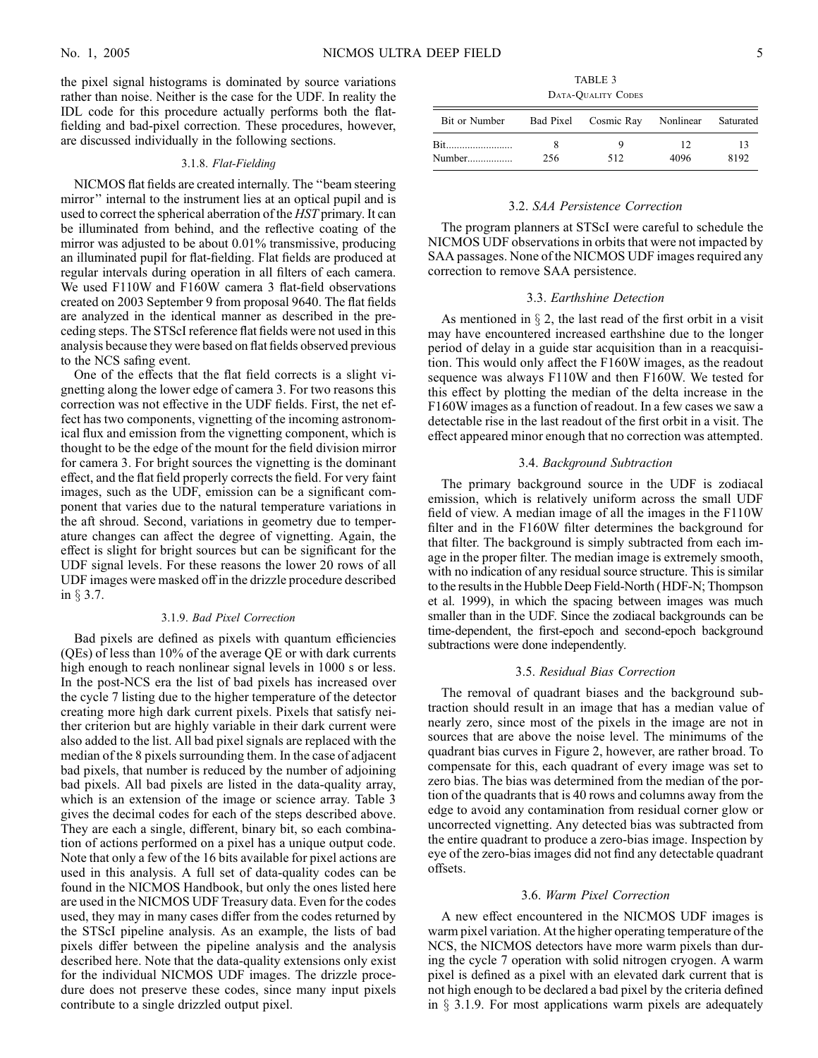the pixel signal histograms is dominated by source variations rather than noise. Neither is the case for the UDF. In reality the IDL code for this procedure actually performs both the flat-fielding and bad-pixel correction. These procedures, however, are discussed individually in the following sections.

#### 3.1.8. *Flat-Fielding*

NICMOS flat fields are created internally. The "beam steering mirror" internal to the instrument lies at an optical pupil and is used to correct the spherical aberration of the *HST* primary. It can be illuminated from behind, and the reflective coating of the mirror was adjusted to be about 0.01% transmissive, producing an illuminated pupil for flat-fielding. Flat fields are produced at regular intervals during operation in all filters of each camera. We used F110W and F160W camera 3 flat-field observations created on 2003 September 9 from proposal 9640. The flat fields are analyzed in the identical manner as described in the preceding steps. The STScI reference flat fields were not used in this analysis because they were based on flat fields observed previous to the NCS safing event.

One of the effects that the flat field corrects is a slight vignetting along the lower edge of camera 3. For two reasons this correction was not effective in the UDF fields. First, the net effect has two components, vignetting of the incoming astronomical flux and emission from the vignetting component, which is thought to be the edge of the mount for the field division mirror for camera 3. For bright sources the vignetting is the dominant effect, and the flat field properly corrects the field. For very faint images, such as the UDF, emission can be a significant component that varies due to the natural temperature variations in the aft shroud. Second, variations in geometry due to temperature changes can affect the degree of vignetting. Again, the effect is slight for bright sources but can be significant for the UDF signal levels. For these reasons the lower 20 rows of all UDF images were masked off in the drizzle procedure described in § 3.7.

#### 3.1.9. *Bad Pixel Correction*

Bad pixels are defined as pixels with quantum efficiencies (QEs) of less than 10% of the average QE or with dark currents high enough to reach nonlinear signal levels in 1000 s or less. In the post-NCS era the list of bad pixels has increased over the cycle 7 listing due to the higher temperature of the detector creating more high dark current pixels. Pixels that satisfy neither criterion but are highly variable in their dark current were also added to the list. All bad pixel signals are replaced with the median of the 8 pixels surrounding them. In the case of adjacent bad pixels, that number is reduced by the number of adjoining bad pixels. All bad pixels are listed in the data-quality array, which is an extension of the image or science array. Table 3 gives the decimal codes for each of the steps described above. They are each a single, different, binary bit, so each combination of actions performed on a pixel has a unique output code. Note that only a few of the 16 bits available for pixel actions are used in this analysis. A full set of data-quality codes can be found in the NICMOS Handbook, but only the ones listed here are used in the NICMOS UDF Treasury data. Even for the codes used, they may in many cases differ from the codes returned by the STScI pipeline analysis. As an example, the lists of bad pixels differ between the pipeline analysis and the analysis described here. Note that the data-quality extensions only exist for the individual NICMOS UDF images. The drizzle procedure does not preserve these codes, since many input pixels contribute to a single drizzled output pixel.

TABLE 3
Data-Quality Codes

| Bit or Number | Bad Pixel | Cosmic Ray | Nonlinear | Saturated |
|---|---|---|---|---|
| Bit | 8 | 9 | 12 | 13 |
| Number | 256 | 512 | 4096 | 8192 |

### 3.2. *SAA Persistence Correction*

The program planners at STScI were careful to schedule the NICMOS UDF observations in orbits that were not impacted by SAA passages. None of the NICMOS UDF images required any correction to remove SAA persistence.

### 3.3. *Earthshine Detection*

As mentioned in § 2, the last read of the first orbit in a visit may have encountered increased earthshine due to the longer period of delay in a guide star acquisition than in a reacquisition. This would only affect the F160W images, as the readout sequence was always F110W and then F160W. We tested for this effect by plotting the median of the delta increase in the F160W images as a function of readout. In a few cases we saw a detectable rise in the last readout of the first orbit in a visit. The effect appeared minor enough that no correction was attempted.

### 3.4. *Background Subtraction*

The primary background source in the UDF is zodiacal emission, which is relatively uniform across the small UDF field of view. A median image of all the images in the F110W filter and in the F160W filter determines the background for that filter. The background is simply subtracted from each image in the proper filter. The median image is extremely smooth, with no indication of any residual source structure. This is similar to the results in the Hubble Deep Field-North (HDF-N; Thompson et al. 1999), in which the spacing between images was much smaller than in the UDF. Since the zodiacal backgrounds can be time-dependent, the first-epoch and second-epoch background subtractions were done independently.

### 3.5. *Residual Bias Correction*

The removal of quadrant biases and the background subtraction should result in an image that has a median value of nearly zero, since most of the pixels in the image are not in sources that are above the noise level. The minimums of the quadrant bias curves in Figure 2, however, are rather broad. To compensate for this, each quadrant of every image was set to zero bias. The bias was determined from the median of the portion of the quadrants that is 40 rows and columns away from the edge to avoid any contamination from residual corner glow or uncorrected vignetting. Any detected bias was subtracted from the entire quadrant to produce a zero-bias image. Inspection by eye of the zero-bias images did not find any detectable quadrant offsets.

### 3.6. *Warm Pixel Correction*

A new effect encountered in the NICMOS UDF images is warm pixel variation. At the higher operating temperature of the NCS, the NICMOS detectors have more warm pixels than during the cycle 7 operation with solid nitrogen cryogen. A warm pixel is defined as a pixel with an elevated dark current that is not high enough to be declared a bad pixel by the criteria defined in § 3.1.9. For most applications warm pixels are adequately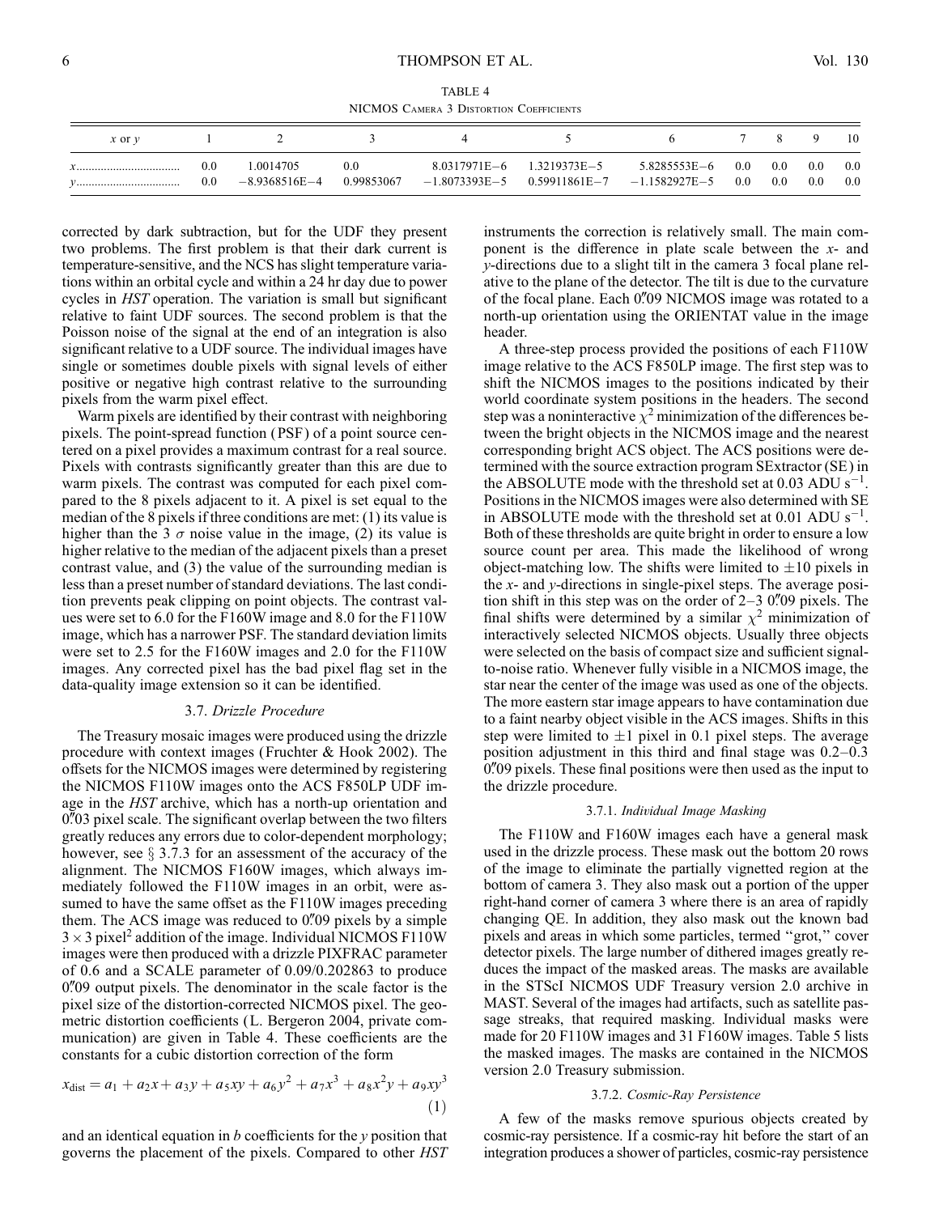TABLE 4

NICMOS Camera 3 Distortion Coefficients

| x or y | 1 | 2 | 3 | 4 | 5 | 6 | 7 | 8 | 9 | 10 |
|---|---|---|---|---|---|---|---|---|---|---|
| x | 0.0 | 1.0014705 | 0.0 | 8.0317971E−6 | 1.3219373E−5 | 5.8285553E−6 | 0.0 | 0.0 | 0.0 | 0.0 |
| y | 0.0 | −8.9368516E−4 | 0.99853067 | −1.8073393E−5 | 0.59911861E−7 | −1.1582927E−5 | 0.0 | 0.0 | 0.0 | 0.0 |

corrected by dark subtraction, but for the UDF they present two problems. The first problem is that their dark current is temperature-sensitive, and the NCS has slight temperature variations within an orbital cycle and within a 24 hr day due to power cycles in *HST* operation. The variation is small but significant relative to faint UDF sources. The second problem is that the Poisson noise of the signal at the end of an integration is also significant relative to a UDF source. The individual images have single or sometimes double pixels with signal levels of either positive or negative high contrast relative to the surrounding pixels from the warm pixel effect.

Warm pixels are identified by their contrast with neighboring pixels. The point-spread function (PSF) of a point source centered on a pixel provides a maximum contrast for a real source. Pixels with contrasts significantly greater than this are due to warm pixels. The contrast was computed for each pixel compared to the 8 pixels adjacent to it. A pixel is set equal to the median of the 8 pixels if three conditions are met: (1) its value is higher than the 3 $\sigma$ noise value in the image, (2) its value is higher relative to the median of the adjacent pixels than a preset contrast value, and (3) the value of the surrounding median is less than a preset number of standard deviations. The last condition prevents peak clipping on point objects. The contrast values were set to 6.0 for the F160W image and 8.0 for the F110W image, which has a narrower PSF. The standard deviation limits were set to 2.5 for the F160W images and 2.0 for the F110W images. Any corrected pixel has the bad pixel flag set in the data-quality image extension so it can be identified.

### 3.7. *Drizzle Procedure*

The Treasury mosaic images were produced using the drizzle procedure with context images (Fruchter & Hook 2002). The offsets for the NICMOS images were determined by registering the NICMOS F110W images onto the ACS F850LP UDF image in the *HST* archive, which has a north-up orientation and 0."03 pixel scale. The significant overlap between the two filters greatly reduces any errors due to color-dependent morphology; however, see § 3.7.3 for an assessment of the accuracy of the alignment. The NICMOS F160W images, which always immediately followed the F110W images in an orbit, were assumed to have the same offset as the F110W images preceding them. The ACS image was reduced to 0."09 pixels by a simple $3 \times 3$ pixel$^2$ addition of the image. Individual NICMOS F110W images were then produced with a drizzle PIXFRAC parameter of 0.6 and a SCALE parameter of 0.09/0.202863 to produce 0."09 output pixels. The denominator in the scale factor is the pixel size of the distortion-corrected NICMOS pixel. The geometric distortion coefficients (L. Bergeron 2004, private communication) are given in Table 4. These coefficients are the constants for a cubic distortion correction of the form

$$x_{\rm dist} = a_1 + a_2 x + a_3 y + a_5 xy + a_6 y^2 + a_7 x^3 + a_8 x^2 y + a_9 xy^3 \quad (1)$$

and an identical equation in $b$ coefficients for the $y$ position that governs the placement of the pixels. Compared to other *HST* instruments the correction is relatively small. The main component is the difference in plate scale between the $x$- and $y$-directions due to a slight tilt in the camera 3 focal plane relative to the plane of the detector. The tilt is due to the curvature of the focal plane. Each 0."09 NICMOS image was rotated to a north-up orientation using the ORIENTAT value in the image header.

A three-step process provided the positions of each F110W image relative to the ACS F850LP image. The first step was to shift the NICMOS images to the positions indicated by their world coordinate system positions in the headers. The second step was a noninteractive $\chi^2$ minimization of the differences between the bright objects in the NICMOS image and the nearest corresponding bright ACS object. The ACS positions were determined with the source extraction program SExtractor (SE) in the ABSOLUTE mode with the threshold set at 0.03 ADU s$^{-1}$. Positions in the NICMOS images were also determined with SE in ABSOLUTE mode with the threshold set at 0.01 ADU s$^{-1}$. Both of these thresholds are quite bright in order to ensure a low source count per area. This made the likelihood of wrong object-matching low. The shifts were limited to $\pm 10$ pixels in the $x$- and $y$-directions in single-pixel steps. The average position shift in this step was on the order of 2–3 0."09 pixels. The final shifts were determined by a similar $\chi^2$ minimization of interactively selected NICMOS objects. Usually three objects were selected on the basis of compact size and sufficient signal-to-noise ratio. Whenever fully visible in a NICMOS image, the star near the center of the image was used as one of the objects. The more eastern star image appears to have contamination due to a faint nearby object visible in the ACS images. Shifts in this step were limited to $\pm 1$ pixel in 0.1 pixel steps. The average position adjustment in this third and final stage was 0.2–0.3 0."09 pixels. These final positions were then used as the input to the drizzle procedure.

#### 3.7.1. *Individual Image Masking*

The F110W and F160W images each have a general mask used in the drizzle process. These mask out the bottom 20 rows of the image to eliminate the partially vignetted region at the bottom of camera 3. They also mask out a portion of the upper right-hand corner of camera 3 where there is an area of rapidly changing QE. In addition, they also mask out the known bad pixels and areas in which some particles, termed "grot," cover detector pixels. The large number of dithered images greatly reduces the impact of the masked areas. The masks are available in the STScI NICMOS UDF Treasury version 2.0 archive in MAST. Several of the images had artifacts, such as satellite passage streaks, that required masking. Individual masks were made for 20 F110W images and 31 F160W images. Table 5 lists the masked images. The masks are contained in the NICMOS version 2.0 Treasury submission.

#### 3.7.2. *Cosmic-Ray Persistence*

A few of the masks remove spurious objects created by cosmic-ray persistence. If a cosmic-ray hit before the start of an integration produces a shower of particles, cosmic-ray persistence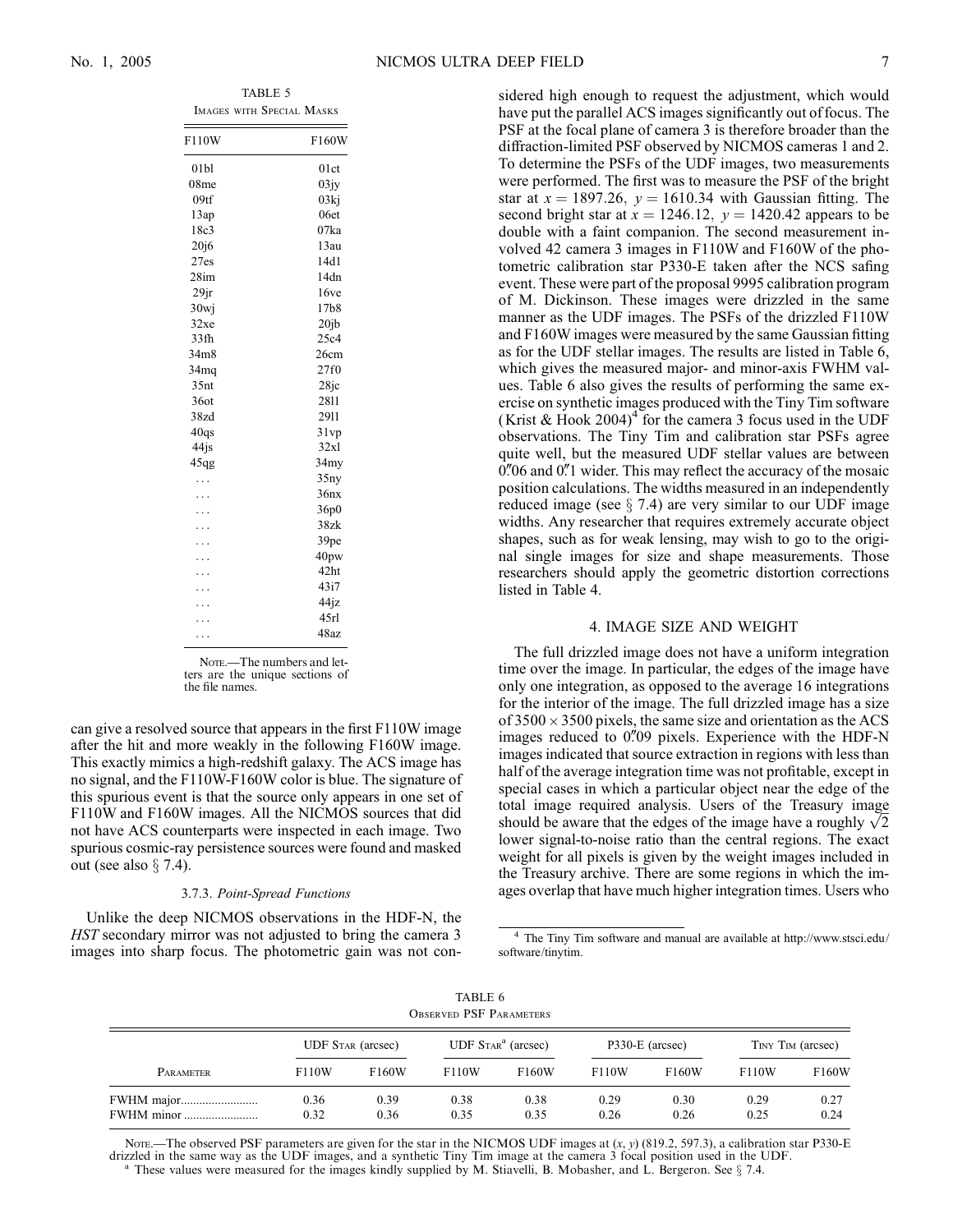TABLE 5

Images with Special Masks

| F110W | F160W |
|---|---|
| 01bl | 01ct |
| 08me | 03jy |
| 09tf | 03kj |
| 13ap | 06et |
| 18c3 | 07ka |
| 20j6 | 13au |
| 27es | 14d1 |
| 28im | 14dn |
| 29jr | 16ve |
| 30wj | 17b8 |
| 32xe | 20jb |
| 33fh | 25c4 |
| 34m8 | 26cm |
| 34mq | 27f0 |
| 35nt | 28jc |
| 36ot | 28l1 |
| 38zd | 29l1 |
| 40qs | 31vp |
| 44js | 32xl |
| 45qg | 34my |
| ... | 35ny |
| ... | 36nx |
| ... | 36p0 |
| ... | 38zk |
| ... | 39pe |
| ... | 40pw |
| ... | 42ht |
| ... | 43i7 |
| ... | 44jz |
| ... | 45rl |
| ... | 48az |

Note.—The numbers and letters are the unique sections of the file names.

can give a resolved source that appears in the first F110W image after the hit and more weakly in the following F160W image. This exactly mimics a high-redshift galaxy. The ACS image has no signal, and the F110W-F160W color is blue. The signature of this spurious event is that the source only appears in one set of F110W and F160W images. All the NICMOS sources that did not have ACS counterparts were inspected in each image. Two spurious cosmic-ray persistence sources were found and masked out (see also § 7.4).

### 3.7.3. *Point-Spread Functions*

Unlike the deep NICMOS observations in the HDF-N, the *HST* secondary mirror was not adjusted to bring the camera 3 images into sharp focus. The photometric gain was not considered high enough to request the adjustment, which would have put the parallel ACS images significantly out of focus. The PSF at the focal plane of camera 3 is therefore broader than the diffraction-limited PSF observed by NICMOS cameras 1 and 2. To determine the PSFs of the UDF images, two measurements were performed. The first was to measure the PSF of the bright star at $x = 1897.26$, $y = 1610.34$ with Gaussian fitting. The second bright star at $x = 1246.12$, $y = 1420.42$ appears to be double with a faint companion. The second measurement involved 42 camera 3 images in F110W and F160W of the photometric calibration star P330-E taken after the NCS safing event. These were part of the proposal 9995 calibration program of M. Dickinson. These images were drizzled in the same manner as the UDF images. The PSFs of the drizzled F110W and F160W images were measured by the same Gaussian fitting as for the UDF stellar images. The results are listed in Table 6, which gives the measured major- and minor-axis FWHM values. Table 6 also gives the results of performing the same exercise on synthetic images produced with the Tiny Tim software (Krist & Hook 2004)[4] for the camera 3 focus used in the UDF observations. The Tiny Tim and calibration star PSFs agree quite well, but the measured UDF stellar values are between 0."06 and 0."1 wider. This may reflect the accuracy of the mosaic position calculations. The widths measured in an independently reduced image (see § 7.4) are very similar to our UDF image widths. Any researcher that requires extremely accurate object shapes, such as for weak lensing, may wish to go to the original single images for size and shape measurements. Those researchers should apply the geometric distortion corrections listed in Table 4.

## 4. IMAGE SIZE AND WEIGHT

The full drizzled image does not have a uniform integration time over the image. In particular, the edges of the image have only one integration, as opposed to the average 16 integrations for the interior of the image. The full drizzled image has a size of $3500 \times 3500$ pixels, the same size and orientation as the ACS images reduced to 0."09 pixels. Experience with the HDF-N images indicated that source extraction in regions with less than half of the average integration time was not profitable, except in special cases in which a particular object near the edge of the total image required analysis. Users of the Treasury image should be aware that the edges of the image have a roughly $\sqrt{2}$ lower signal-to-noise ratio than the central regions. The exact weight for all pixels is given by the weight images included in the Treasury archive. There are some regions in which the images overlap that have much higher integration times. Users who

[4] The Tiny Tim software and manual are available at http://www.stsci.edu/software/tinytim.

TABLE 6

Observed PSF Parameters

| | UDF Star (arcsec) | | UDF Star[a] (arcsec) | | P330-E (arcsec) | | Tiny Tim (arcsec) | |
|---|---|---|---|---|---|---|---|---|
| Parameter | F110W | F160W | F110W | F160W | F110W | F160W | F110W | F160W |
| FWHM major | 0.36 | 0.39 | 0.38 | 0.38 | 0.29 | 0.30 | 0.29 | 0.27 |
| FWHM minor | 0.32 | 0.36 | 0.35 | 0.35 | 0.26 | 0.26 | 0.25 | 0.24 |

Note.—The observed PSF parameters are given for the star in the NICMOS UDF images at ($x$, $y$) (819.2, 597.3), a calibration star P330-E drizzled in the same way as the UDF images, and a synthetic Tiny Tim image at the camera 3 focal position used in the UDF.

[a] These values were measured for the images kindly supplied by M. Stiavelli, B. Mobasher, and L. Bergeron. See § 7.4.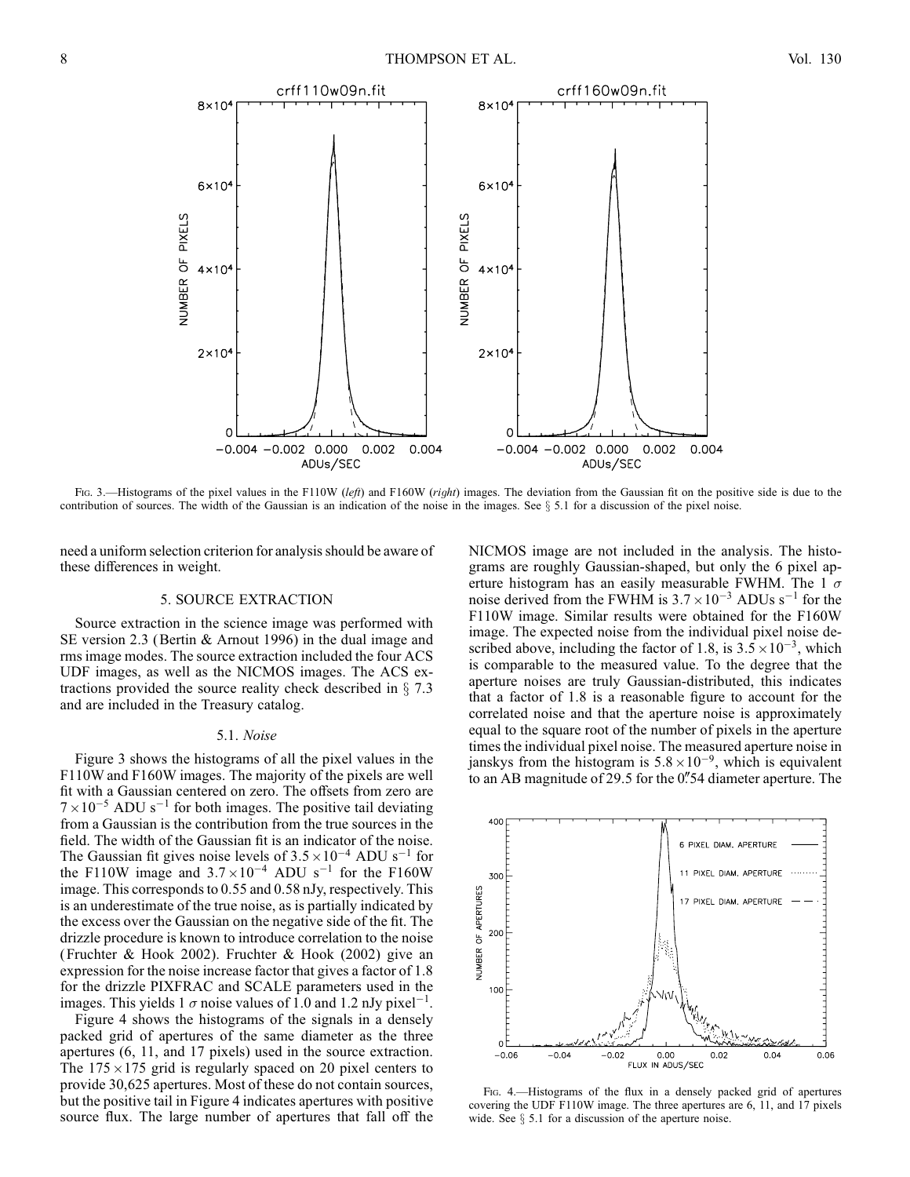Fig. 3.—Histograms of the pixel values in the F110W (*left*) and F160W (*right*) images. The deviation from the Gaussian fit on the positive side is due to the contribution of sources. The width of the Gaussian is an indication of the noise in the images. See § 5.1 for a discussion of the pixel noise.

need a uniform selection criterion for analysis should be aware of these differences in weight.

## 5. SOURCE EXTRACTION

Source extraction in the science image was performed with SE version 2.3 (Bertin & Arnout 1996) in the dual image and rms image modes. The source extraction included the four ACS UDF images, as well as the NICMOS images. The ACS extractions provided the source reality check described in § 7.3 and are included in the Treasury catalog.

### 5.1. *Noise*

Figure 3 shows the histograms of all the pixel values in the F110W and F160W images. The majority of the pixels are well fit with a Gaussian centered on zero. The offsets from zero are $7 \times 10^{-5}$ ADU s$^{-1}$ for both images. The positive tail deviating from a Gaussian is the contribution from the true sources in the field. The width of the Gaussian fit is an indicator of the noise. The Gaussian fit gives noise levels of $3.5 \times 10^{-4}$ ADU s$^{-1}$ for the F110W image and $3.7 \times 10^{-4}$ ADU s$^{-1}$ for the F160W image. This corresponds to 0.55 and 0.58 nJy, respectively. This is an underestimate of the true noise, as is partially indicated by the excess over the Gaussian on the negative side of the fit. The drizzle procedure is known to introduce correlation to the noise (Fruchter & Hook 2002). Fruchter & Hook (2002) give an expression for the noise increase factor that gives a factor of 1.8 for the drizzle PIXFRAC and SCALE parameters used in the images. This yields 1 $\sigma$ noise values of 1.0 and 1.2 nJy pixel$^{-1}$.

Figure 4 shows the histograms of the signals in a densely packed grid of apertures of the same diameter as the three apertures (6, 11, and 17 pixels) used in the source extraction. The $175 \times 175$ grid is regularly spaced on 20 pixel centers to provide 30,625 apertures. Most of these do not contain sources, but the positive tail in Figure 4 indicates apertures with positive source flux. The large number of apertures that fall off the NICMOS image are not included in the analysis. The histograms are roughly Gaussian-shaped, but only the 6 pixel aperture histogram has an easily measurable FWHM. The 1 $\sigma$ noise derived from the FWHM is $3.7 \times 10^{-3}$ ADUs s$^{-1}$ for the F110W image. Similar results were obtained for the F160W image. The expected noise from the individual pixel noise described above, including the factor of 1.8, is $3.5 \times 10^{-3}$, which is comparable to the measured value. To the degree that the aperture noises are truly Gaussian-distributed, this indicates that a factor of 1.8 is a reasonable figure to account for the correlated noise and that the aperture noise is approximately equal to the square root of the number of pixels in the aperture times the individual pixel noise. The measured aperture noise in janskys from the histogram is $5.8 \times 10^{-9}$, which is equivalent to an AB magnitude of 29.5 for the 0."54 diameter aperture. The

Fig. 4.—Histograms of the flux in a densely packed grid of apertures covering the UDF F110W image. The three apertures are 6, 11, and 17 pixels wide. See § 5.1 for a discussion of the aperture noise.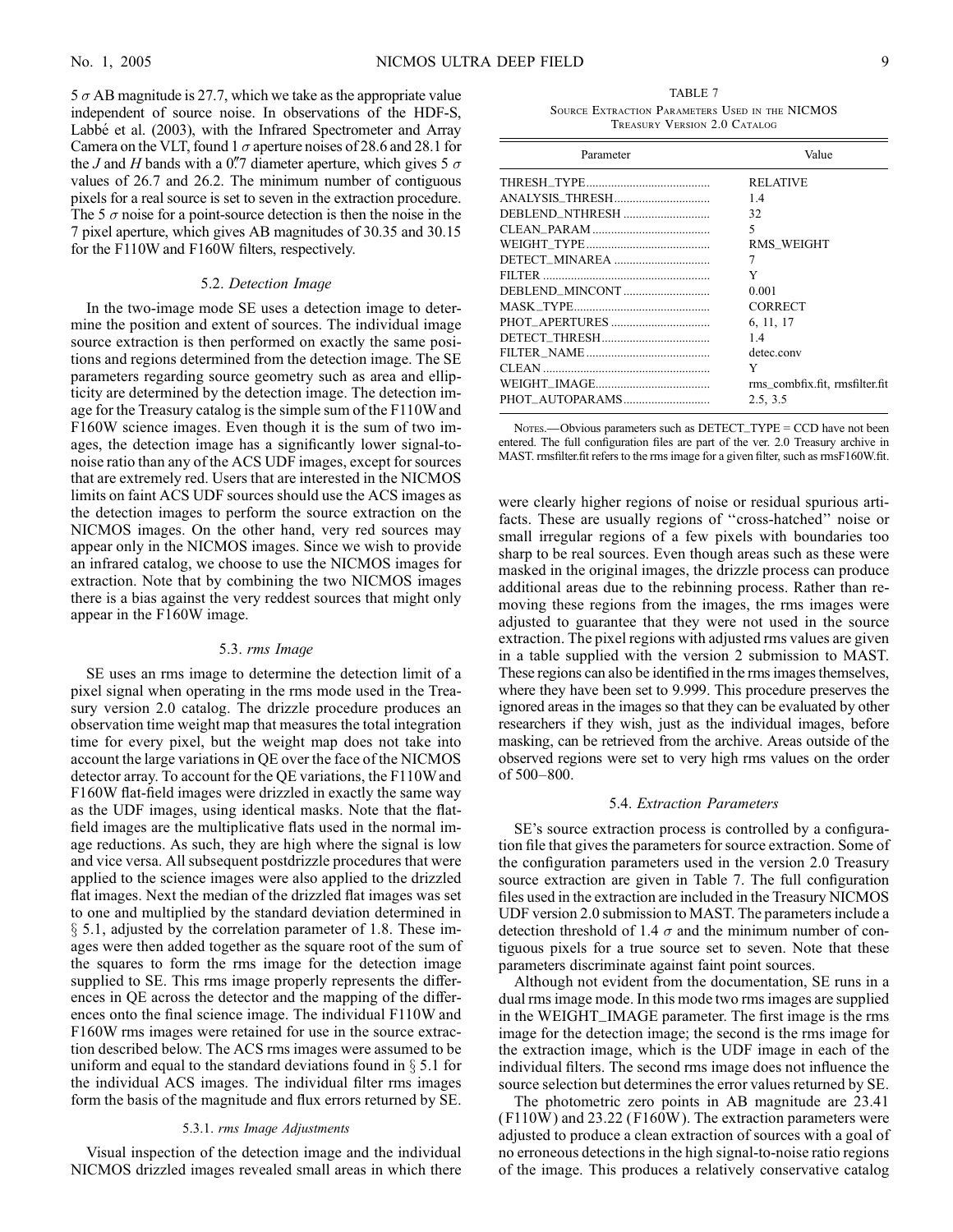5 $\sigma$ AB magnitude is 27.7, which we take as the appropriate value independent of source noise. In observations of the HDF-S, Labbé et al. (2003), with the Infrared Spectrometer and Array Camera on the VLT, found 1 $\sigma$ aperture noises of 28.6 and 28.1 for the $J$ and $H$ bands with a 0ʺ7 diameter aperture, which gives 5 $\sigma$ values of 26.7 and 26.2. The minimum number of contiguous pixels for a real source is set to seven in the extraction procedure. The 5 $\sigma$ noise for a point-source detection is then the noise in the 7 pixel aperture, which gives AB magnitudes of 30.35 and 30.15 for the F110W and F160W filters, respectively.

### 5.2. *Detection Image*

In the two-image mode SE uses a detection image to determine the position and extent of sources. The individual image source extraction is then performed on exactly the same positions and regions determined from the detection image. The SE parameters regarding source geometry such as area and ellipticity are determined by the detection image. The detection image for the Treasury catalog is the simple sum of the F110W and F160W science images. Even though it is the sum of two images, the detection image has a significantly lower signal-to-noise ratio than any of the ACS UDF images, except for sources that are extremely red. Users that are interested in the NICMOS limits on faint ACS UDF sources should use the ACS images as the detection images to perform the source extraction on the NICMOS images. On the other hand, very red sources may appear only in the NICMOS images. Since we wish to provide an infrared catalog, we choose to use the NICMOS images for extraction. Note that by combining the two NICMOS images there is a bias against the very reddest sources that might only appear in the F160W image.

### 5.3. *rms Image*

SE uses an rms image to determine the detection limit of a pixel signal when operating in the rms mode used in the Treasury version 2.0 catalog. The drizzle procedure produces an observation time weight map that measures the total integration time for every pixel, but the weight map does not take into account the large variations in QE over the face of the NICMOS detector array. To account for the QE variations, the F110W and F160W flat-field images were drizzled in exactly the same way as the UDF images, using identical masks. Note that the flat-field images are the multiplicative flats used in the normal image reductions. As such, they are high where the signal is low and vice versa. All subsequent postdrizzle procedures that were applied to the science images were also applied to the drizzled flat images. Next the median of the drizzled flat images was set to one and multiplied by the standard deviation determined in § 5.1, adjusted by the correlation parameter of 1.8. These images were then added together as the square root of the sum of the squares to form the rms image for the detection image supplied to SE. This rms image properly represents the differences in QE across the detector and the mapping of the differences onto the final science image. The individual F110W and F160W rms images were retained for use in the source extraction described below. The ACS rms images were assumed to be uniform and equal to the standard deviations found in § 5.1 for the individual ACS images. The individual filter rms images form the basis of the magnitude and flux errors returned by SE.

#### 5.3.1. *rms Image Adjustments*

Visual inspection of the detection image and the individual NICMOS drizzled images revealed small areas in which there were clearly higher regions of noise or residual spurious artifacts. These are usually regions of "cross-hatched" noise or small irregular regions of a few pixels with boundaries too sharp to be real sources. Even though areas such as these were masked in the original images, the drizzle process can produce additional areas due to the rebinning process. Rather than removing these regions from the images, the rms images were adjusted to guarantee that they were not used in the source extraction. The pixel regions with adjusted rms values are given in a table supplied with the version 2 submission to MAST. These regions can also be identified in the rms images themselves, where they have been set to 9.999. This procedure preserves the ignored areas in the images so that they can be evaluated by other researchers if they wish, just as the individual images, before masking, can be retrieved from the archive. Areas outside of the observed regions were set to very high rms values on the order of 500–800.

TABLE 7
Source Extraction Parameters Used in the NICMOS Treasury Version 2.0 Catalog

| Parameter | Value |
|---|---|
| THRESH_TYPE | RELATIVE |
| ANALYSIS_THRESH | 1.4 |
| DEBLEND_NTHRESH | 32 |
| CLEAN_PARAM | 5 |
| WEIGHT_TYPE | RMS_WEIGHT |
| DETECT_MINAREA | 7 |
| FILTER | Y |
| DEBLEND_MINCONT | 0.001 |
| MASK_TYPE | CORRECT |
| PHOT_APERTURES | 6, 11, 17 |
| DETECT_THRESH | 1.4 |
| FILTER_NAME | detec.conv |
| CLEAN | Y |
| WEIGHT_IMAGE | rms_combfix.fit, rmsfilter.fit |
| PHOT_AUTOPARAMS | 2.5, 3.5 |

Notes.—Obvious parameters such as DETECT_TYPE = CCD have not been entered. The full configuration files are part of the ver. 2.0 Treasury archive in MAST. rmsfilter.fit refers to the rms image for a given filter, such as rmsF160W.fit.

### 5.4. *Extraction Parameters*

SE's source extraction process is controlled by a configuration file that gives the parameters for source extraction. Some of the configuration parameters used in the version 2.0 Treasury source extraction are given in Table 7. The full configuration files used in the extraction are included in the Treasury NICMOS UDF version 2.0 submission to MAST. The parameters include a detection threshold of 1.4 $\sigma$ and the minimum number of contiguous pixels for a true source set to seven. Note that these parameters discriminate against faint point sources.

Although not evident from the documentation, SE runs in a dual rms image mode. In this mode two rms images are supplied in the WEIGHT_IMAGE parameter. The first image is the rms image for the detection image; the second is the rms image for the extraction image, which is the UDF image in each of the individual filters. The second rms image does not influence the source selection but determines the error values returned by SE.

The photometric zero points in AB magnitude are 23.41 (F110W) and 23.22 (F160W). The extraction parameters were adjusted to produce a clean extraction of sources with a goal of no erroneous detections in the high signal-to-noise ratio regions of the image. This produces a relatively conservative catalog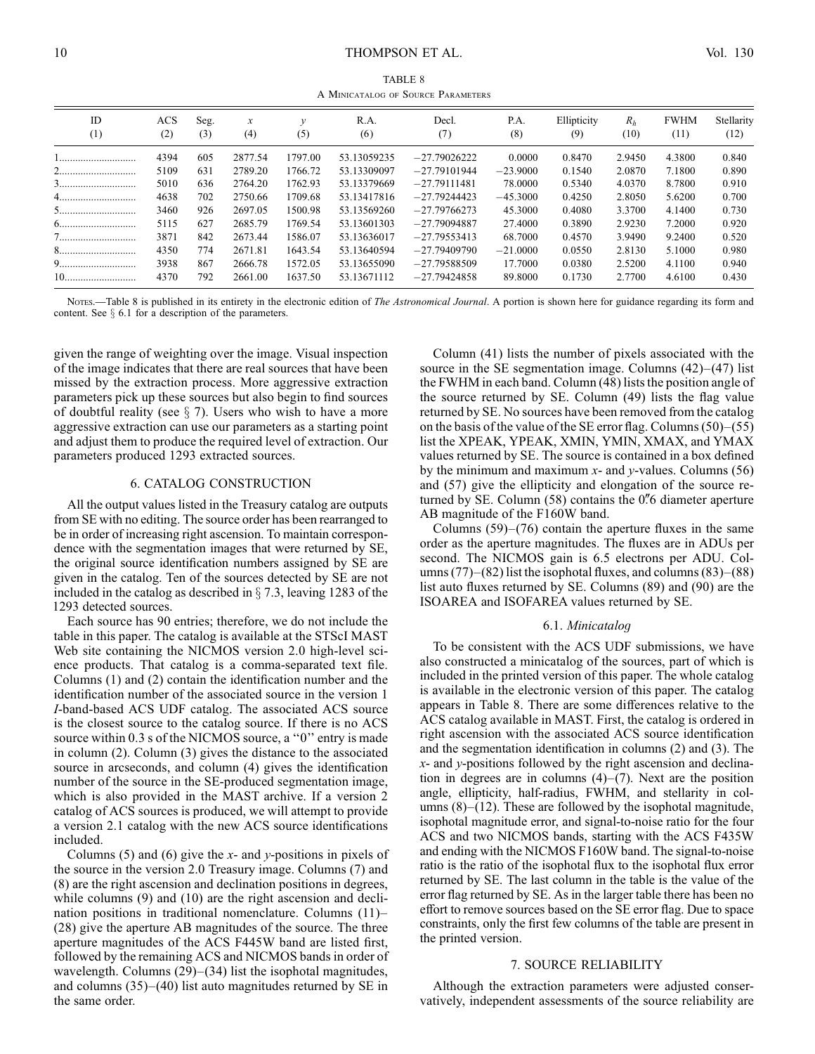TABLE 8

A Minicatalog of Source Parameters

| ID (1) | ACS (2) | Seg. (3) | $x$ (4) | $y$ (5) | R.A. (6) | Decl. (7) | P.A. (8) | Ellipticity (9) | $R_h$ (10) | FWHM (11) | Stellarity (12) |
|---|---|---|---|---|---|---|---|---|---|---|---|
| 1 | 4394 | 605 | 2877.54 | 1797.00 | 53.13059235 | −27.79026222 | 0.0000 | 0.8470 | 2.9450 | 4.3800 | 0.840 |
| 2 | 5109 | 631 | 2789.20 | 1766.72 | 53.13309097 | −27.79101944 | −23.9000 | 0.1540 | 2.0870 | 7.1800 | 0.890 |
| 3 | 5010 | 636 | 2764.20 | 1762.93 | 53.13379669 | −27.79111481 | 78.0000 | 0.5340 | 4.0370 | 8.7800 | 0.910 |
| 4 | 4638 | 702 | 2750.66 | 1709.68 | 53.13417816 | −27.79244423 | −45.3000 | 0.4250 | 2.8050 | 5.6200 | 0.700 |
| 5 | 3460 | 926 | 2697.05 | 1500.98 | 53.13569260 | −27.79766273 | 45.3000 | 0.4080 | 3.3700 | 4.1400 | 0.730 |
| 6 | 5115 | 627 | 2685.79 | 1769.54 | 53.13601303 | −27.79094887 | 27.4000 | 0.3890 | 2.9230 | 7.2000 | 0.920 |
| 7 | 3871 | 842 | 2673.44 | 1586.07 | 53.13636017 | −27.79553413 | 68.7000 | 0.4570 | 3.9490 | 9.2400 | 0.520 |
| 8 | 4350 | 774 | 2671.81 | 1643.54 | 53.13640594 | −27.79409790 | −21.0000 | 0.0550 | 2.8130 | 5.1000 | 0.980 |
| 9 | 3938 | 867 | 2666.78 | 1572.05 | 53.13655090 | −27.79588509 | 17.7000 | 0.0380 | 2.5200 | 4.1100 | 0.940 |
| 10 | 4370 | 792 | 2661.00 | 1637.50 | 53.13671112 | −27.79424858 | 89.8000 | 0.1730 | 2.7700 | 4.6100 | 0.430 |

Notes.—Table 8 is published in its entirety in the electronic edition of *The Astronomical Journal*. A portion is shown here for guidance regarding its form and content. See § 6.1 for a description of the parameters.

given the range of weighting over the image. Visual inspection of the image indicates that there are real sources that have been missed by the extraction process. More aggressive extraction parameters pick up these sources but also begin to find sources of doubtful reality (see § 7). Users who wish to have a more aggressive extraction can use our parameters as a starting point and adjust them to produce the required level of extraction. Our parameters produced 1293 extracted sources.

## 6. CATALOG CONSTRUCTION

All the output values listed in the Treasury catalog are outputs from SE with no editing. The source order has been rearranged to be in order of increasing right ascension. To maintain correspondence with the segmentation images that were returned by SE, the original source identification numbers assigned by SE are given in the catalog. Ten of the sources detected by SE are not included in the catalog as described in § 7.3, leaving 1283 of the 1293 detected sources.

Each source has 90 entries; therefore, we do not include the table in this paper. The catalog is available at the STScI MAST Web site containing the NICMOS version 2.0 high-level science products. That catalog is a comma-separated text file. Columns (1) and (2) contain the identification number and the identification number of the associated source in the version 1 *I*-band-based ACS UDF catalog. The associated ACS source is the closest source to the catalog source. If there is no ACS source within 0.3 s of the NICMOS source, a "0" entry is made in column (2). Column (3) gives the distance to the associated source in arcseconds, and column (4) gives the identification number of the source in the SE-produced segmentation image, which is also provided in the MAST archive. If a version 2 catalog of ACS sources is produced, we will attempt to provide a version 2.1 catalog with the new ACS source identifications included.

Columns (5) and (6) give the $x$- and $y$-positions in pixels of the source in the version 2.0 Treasury image. Columns (7) and (8) are the right ascension and declination positions in degrees, while columns (9) and (10) are the right ascension and declination positions in traditional nomenclature. Columns (11)–(28) give the aperture AB magnitudes of the source. The three aperture magnitudes of the ACS F445W band are listed first, followed by the remaining ACS and NICMOS bands in order of wavelength. Columns (29)–(34) list the isophotal magnitudes, and columns (35)–(40) list auto magnitudes returned by SE in the same order.

Column (41) lists the number of pixels associated with the source in the SE segmentation image. Columns (42)–(47) list the FWHM in each band. Column (48) lists the position angle of the source returned by SE. Column (49) lists the flag value returned by SE. No sources have been removed from the catalog on the basis of the value of the SE error flag. Columns (50)–(55) list the XPEAK, YPEAK, XMIN, YMIN, XMAX, and YMAX values returned by SE. The source is contained in a box defined by the minimum and maximum $x$- and $y$-values. Columns (56) and (57) give the ellipticity and elongation of the source returned by SE. Column (58) contains the 0.″6 diameter aperture AB magnitude of the F160W band.

Columns (59)–(76) contain the aperture fluxes in the same order as the aperture magnitudes. The fluxes are in ADUs per second. The NICMOS gain is 6.5 electrons per ADU. Columns (77)–(82) list the isophotal fluxes, and columns (83)–(88) list auto fluxes returned by SE. Columns (89) and (90) are the ISOAREA and ISOFAREA values returned by SE.

### 6.1. *Minicatalog*

To be consistent with the ACS UDF submissions, we have also constructed a minicatalog of the sources, part of which is included in the printed version of this paper. The whole catalog is available in the electronic version of this paper. The catalog appears in Table 8. There are some differences relative to the ACS catalog available in MAST. First, the catalog is ordered in right ascension with the associated ACS source identification and the segmentation identification in columns (2) and (3). The $x$- and $y$-positions followed by the right ascension and declination in degrees are in columns (4)–(7). Next are the position angle, ellipticity, half-radius, FWHM, and stellarity in columns (8)–(12). These are followed by the isophotal magnitude, isophotal magnitude error, and signal-to-noise ratio for the four ACS and two NICMOS bands, starting with the ACS F435W and ending with the NICMOS F160W band. The signal-to-noise ratio is the ratio of the isophotal flux to the isophotal flux error returned by SE. The last column in the table is the value of the error flag returned by SE. As in the larger table there has been no effort to remove sources based on the SE error flag. Due to space constraints, only the first few columns of the table are present in the printed version.

## 7. SOURCE RELIABILITY

Although the extraction parameters were adjusted conservatively, independent assessments of the source reliability are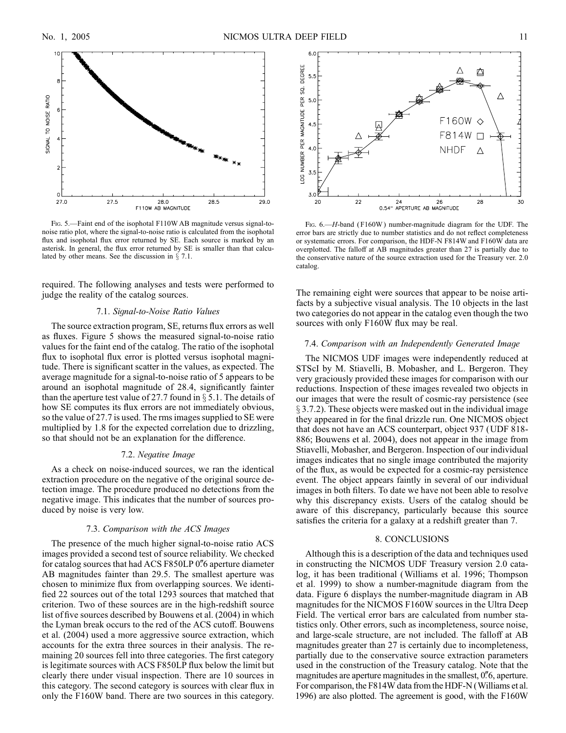Fig. 5.—Faint end of the isophotal F110W AB magnitude versus signal-to-noise ratio plot, where the signal-to-noise ratio is calculated from the isophotal flux and isophotal flux error returned by SE. Each source is marked by an asterisk. In general, the flux error returned by SE is smaller than that calculated by other means. See the discussion in § 7.1.

Fig. 6.—*H*-band (F160W) number-magnitude diagram for the UDF. The error bars are strictly due to number statistics and do not reflect completeness or systematic errors. For comparison, the HDF-N F814W and F160W data are overplotted. The falloff at AB magnitudes greater than 27 is partially due to the conservative nature of the source extraction used for the Treasury ver. 2.0 catalog.

required. The following analyses and tests were performed to judge the reality of the catalog sources.

### 7.1. *Signal-to-Noise Ratio Values*

The source extraction program, SE, returns flux errors as well as fluxes. Figure 5 shows the measured signal-to-noise ratio values for the faint end of the catalog. The ratio of the isophotal flux to isophotal flux error is plotted versus isophotal magnitude. There is significant scatter in the values, as expected. The average magnitude for a signal-to-noise ratio of 5 appears to be around an isophotal magnitude of 28.4, significantly fainter than the aperture test value of 27.7 found in § 5.1. The details of how SE computes its flux errors are not immediately obvious, so the value of 27.7 is used. The rms images supplied to SE were multiplied by 1.8 for the expected correlation due to drizzling, so that should not be an explanation for the difference.

### 7.2. *Negative Image*

As a check on noise-induced sources, we ran the identical extraction procedure on the negative of the original source detection image. The procedure produced no detections from the negative image. This indicates that the number of sources produced by noise is very low.

### 7.3. *Comparison with the ACS Images*

The presence of the much higher signal-to-noise ratio ACS images provided a second test of source reliability. We checked for catalog sources that had ACS F850LP 0″6 aperture diameter AB magnitudes fainter than 29.5. The smallest aperture was chosen to minimize flux from overlapping sources. We identified 22 sources out of the total 1293 sources that matched that criterion. Two of these sources are in the high-redshift source list of five sources described by Bouwens et al. (2004) in which the Lyman break occurs to the red of the ACS cutoff. Bouwens et al. (2004) used a more aggressive source extraction, which accounts for the extra three sources in their analysis. The remaining 20 sources fell into three categories. The first category is legitimate sources with ACS F850LP flux below the limit but clearly there under visual inspection. There are 10 sources in this category. The second category is sources with clear flux in only the F160W band. There are two sources in this category. The remaining eight were sources that appear to be noise artifacts by a subjective visual analysis. The 10 objects in the last two categories do not appear in the catalog even though the two sources with only F160W flux may be real.

### 7.4. *Comparison with an Independently Generated Image*

The NICMOS UDF images were independently reduced at STScI by M. Stiavelli, B. Mobasher, and L. Bergeron. They very graciously provided these images for comparison with our reductions. Inspection of these images revealed two objects in our images that were the result of cosmic-ray persistence (see § 3.7.2). These objects were masked out in the individual image they appeared in for the final drizzle run. One NICMOS object that does not have an ACS counterpart, object 937 (UDF 818-886; Bouwens et al. 2004), does not appear in the image from Stiavelli, Mobasher, and Bergeron. Inspection of our individual images indicates that no single image contributed the majority of the flux, as would be expected for a cosmic-ray persistence event. The object appears faintly in several of our individual images in both filters. To date we have not been able to resolve why this discrepancy exists. Users of the catalog should be aware of this discrepancy, particularly because this source satisfies the criteria for a galaxy at a redshift greater than 7.

## 8. CONCLUSIONS

Although this is a description of the data and techniques used in constructing the NICMOS UDF Treasury version 2.0 catalog, it has been traditional (Williams et al. 1996; Thompson et al. 1999) to show a number-magnitude diagram from the data. Figure 6 displays the number-magnitude diagram in AB magnitudes for the NICMOS F160W sources in the Ultra Deep Field. The vertical error bars are calculated from number statistics only. Other errors, such as incompleteness, source noise, and large-scale structure, are not included. The falloff at AB magnitudes greater than 27 is certainly due to incompleteness, partially due to the conservative source extraction parameters used in the construction of the Treasury catalog. Note that the magnitudes are aperture magnitudes in the smallest, 0″6, aperture. For comparison, the F814W data from the HDF-N (Williams et al. 1996) are also plotted. The agreement is good, with the F160W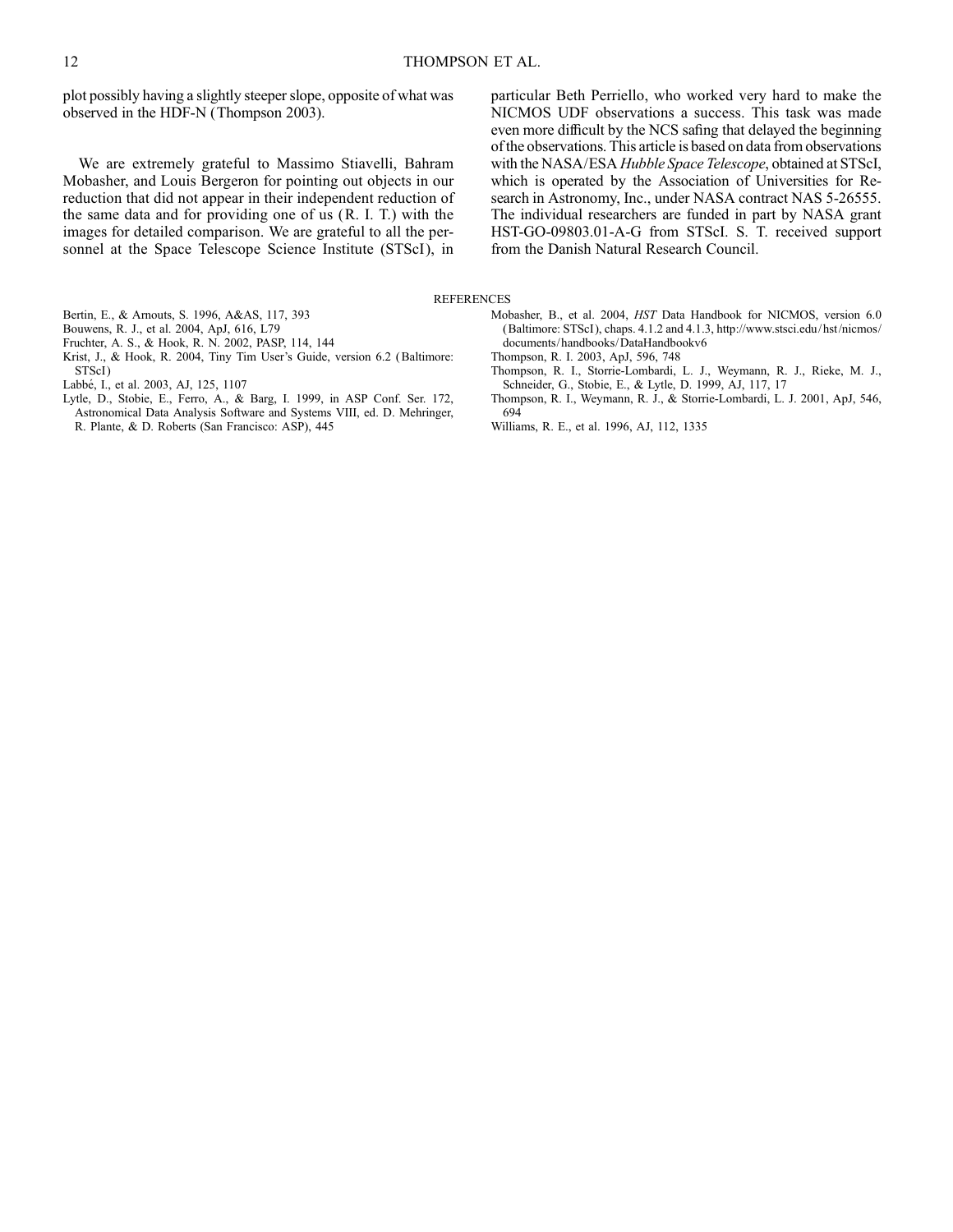plot possibly having a slightly steeper slope, opposite of what was observed in the HDF-N (Thompson 2003).

We are extremely grateful to Massimo Stiavelli, Bahram Mobasher, and Louis Bergeron for pointing out objects in our reduction that did not appear in their independent reduction of the same data and for providing one of us (R. I. T.) with the images for detailed comparison. We are grateful to all the personnel at the Space Telescope Science Institute (STScI), in particular Beth Perriello, who worked very hard to make the NICMOS UDF observations a success. This task was made even more difficult by the NCS safing that delayed the beginning of the observations. This article is based on data from observations with the NASA/ESA *Hubble Space Telescope*, obtained at STScI, which is operated by the Association of Universities for Research in Astronomy, Inc., under NASA contract NAS 5-26555. The individual researchers are funded in part by NASA grant HST-GO-09803.01-A-G from STScI. S. T. received support from the Danish Natural Research Council.

## REFERENCES

Bertin, E., & Arnouts, S. 1996, A&AS, 117, 393

Bouwens, R. J., et al. 2004, ApJ, 616, L79

Fruchter, A. S., & Hook, R. N. 2002, PASP, 114, 144

Krist, J., & Hook, R. 2004, Tiny Tim User's Guide, version 6.2 (Baltimore: STScI)

Labbé, I., et al. 2003, AJ, 125, 1107

Lytle, D., Stobie, E., Ferro, A., & Barg, I. 1999, in ASP Conf. Ser. 172, Astronomical Data Analysis Software and Systems VIII, ed. D. Mehringer, R. Plante, & D. Roberts (San Francisco: ASP), 445

Mobasher, B., et al. 2004, *HST* Data Handbook for NICMOS, version 6.0 (Baltimore: STScI), chaps. 4.1.2 and 4.1.3, http://www.stsci.edu/hst/nicmos/documents/handbooks/DataHandbookv6

Thompson, R. I. 2003, ApJ, 596, 748

Thompson, R. I., Storrie-Lombardi, L. J., Weymann, R. J., Rieke, M. J., Schneider, G., Stobie, E., & Lytle, D. 1999, AJ, 117, 17

Thompson, R. I., Weymann, R. J., & Storrie-Lombardi, L. J. 2001, ApJ, 546, 694

Williams, R. E., et al. 1996, AJ, 112, 1335